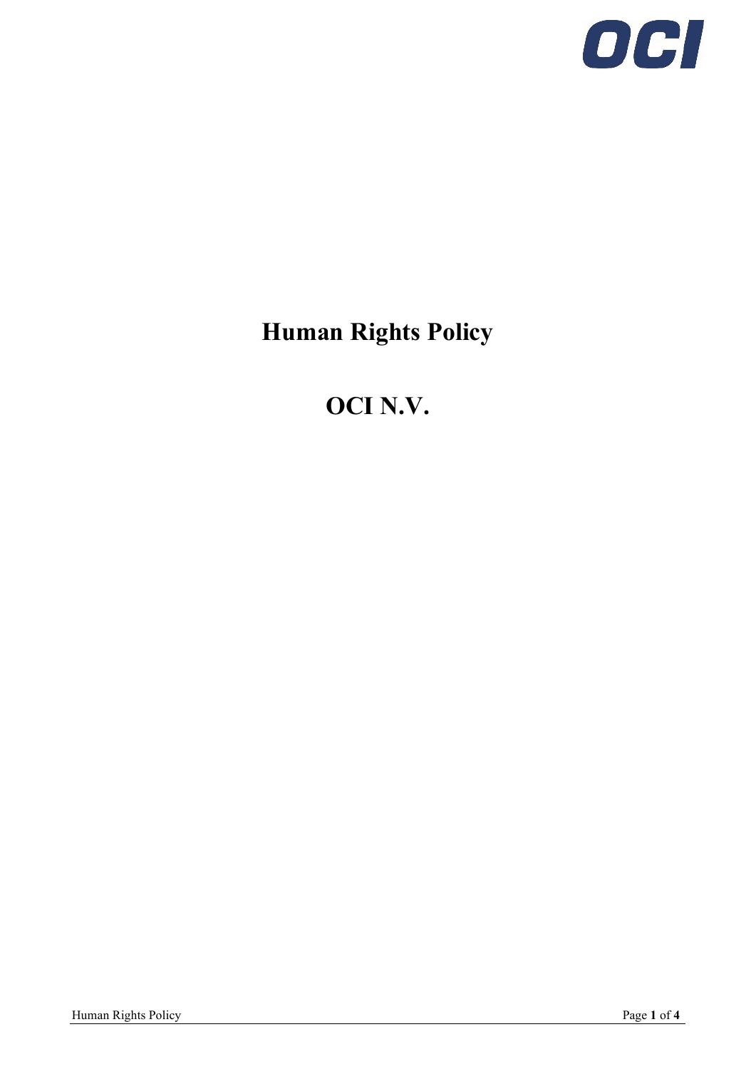# Human Rights Policy

# OCI N.V.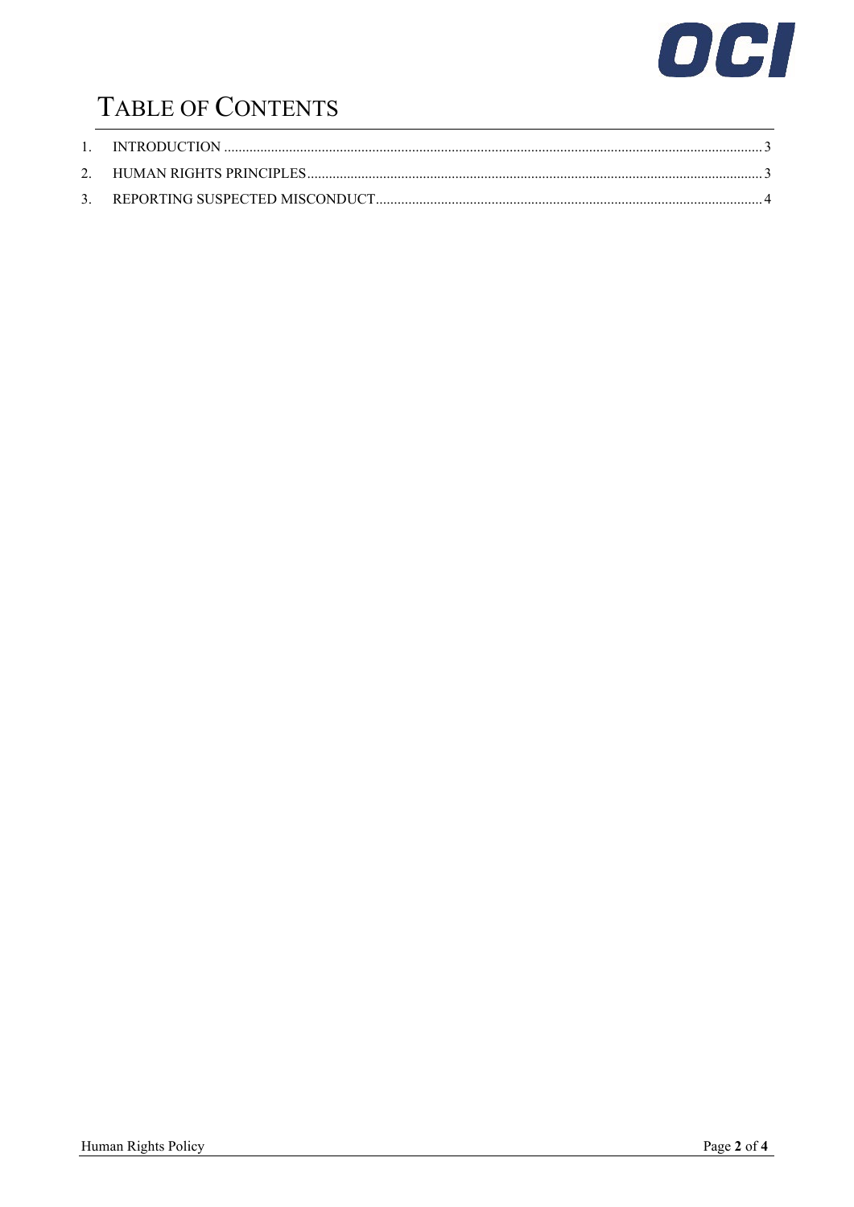# TABLE OF CONTENTS

1. INTRODUCTION ........ 3
2. HUMAN RIGHTS PRINCIPLES ........ 3
3. REPORTING SUSPECTED MISCONDUCT ........ 4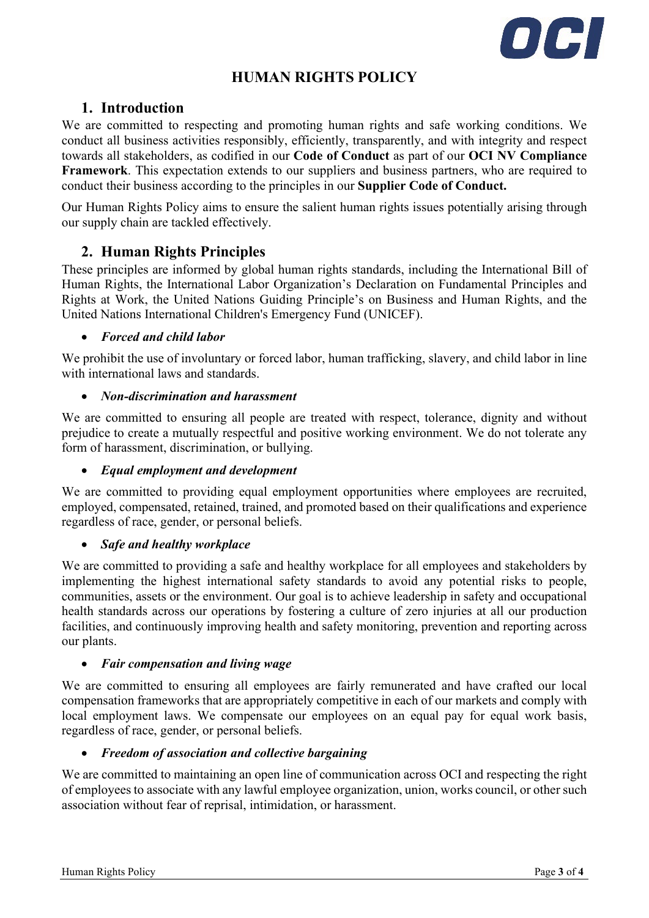# HUMAN RIGHTS POLICY

## 1. Introduction

We are committed to respecting and promoting human rights and safe working conditions. We conduct all business activities responsibly, efficiently, transparently, and with integrity and respect towards all stakeholders, as codified in our **Code of Conduct** as part of our **OCI NV Compliance Framework**. This expectation extends to our suppliers and business partners, who are required to conduct their business according to the principles in our **Supplier Code of Conduct.**

Our Human Rights Policy aims to ensure the salient human rights issues potentially arising through our supply chain are tackled effectively.

## 2. Human Rights Principles

These principles are informed by global human rights standards, including the International Bill of Human Rights, the International Labor Organization's Declaration on Fundamental Principles and Rights at Work, the United Nations Guiding Principle's on Business and Human Rights, and the United Nations International Children's Emergency Fund (UNICEF).

- ***Forced and child labor***

We prohibit the use of involuntary or forced labor, human trafficking, slavery, and child labor in line with international laws and standards.

- ***Non-discrimination and harassment***

We are committed to ensuring all people are treated with respect, tolerance, dignity and without prejudice to create a mutually respectful and positive working environment. We do not tolerate any form of harassment, discrimination, or bullying.

- ***Equal employment and development***

We are committed to providing equal employment opportunities where employees are recruited, employed, compensated, retained, trained, and promoted based on their qualifications and experience regardless of race, gender, or personal beliefs.

- ***Safe and healthy workplace***

We are committed to providing a safe and healthy workplace for all employees and stakeholders by implementing the highest international safety standards to avoid any potential risks to people, communities, assets or the environment. Our goal is to achieve leadership in safety and occupational health standards across our operations by fostering a culture of zero injuries at all our production facilities, and continuously improving health and safety monitoring, prevention and reporting across our plants.

- ***Fair compensation and living wage***

We are committed to ensuring all employees are fairly remunerated and have crafted our local compensation frameworks that are appropriately competitive in each of our markets and comply with local employment laws. We compensate our employees on an equal pay for equal work basis, regardless of race, gender, or personal beliefs.

- ***Freedom of association and collective bargaining***

We are committed to maintaining an open line of communication across OCI and respecting the right of employees to associate with any lawful employee organization, union, works council, or other such association without fear of reprisal, intimidation, or harassment.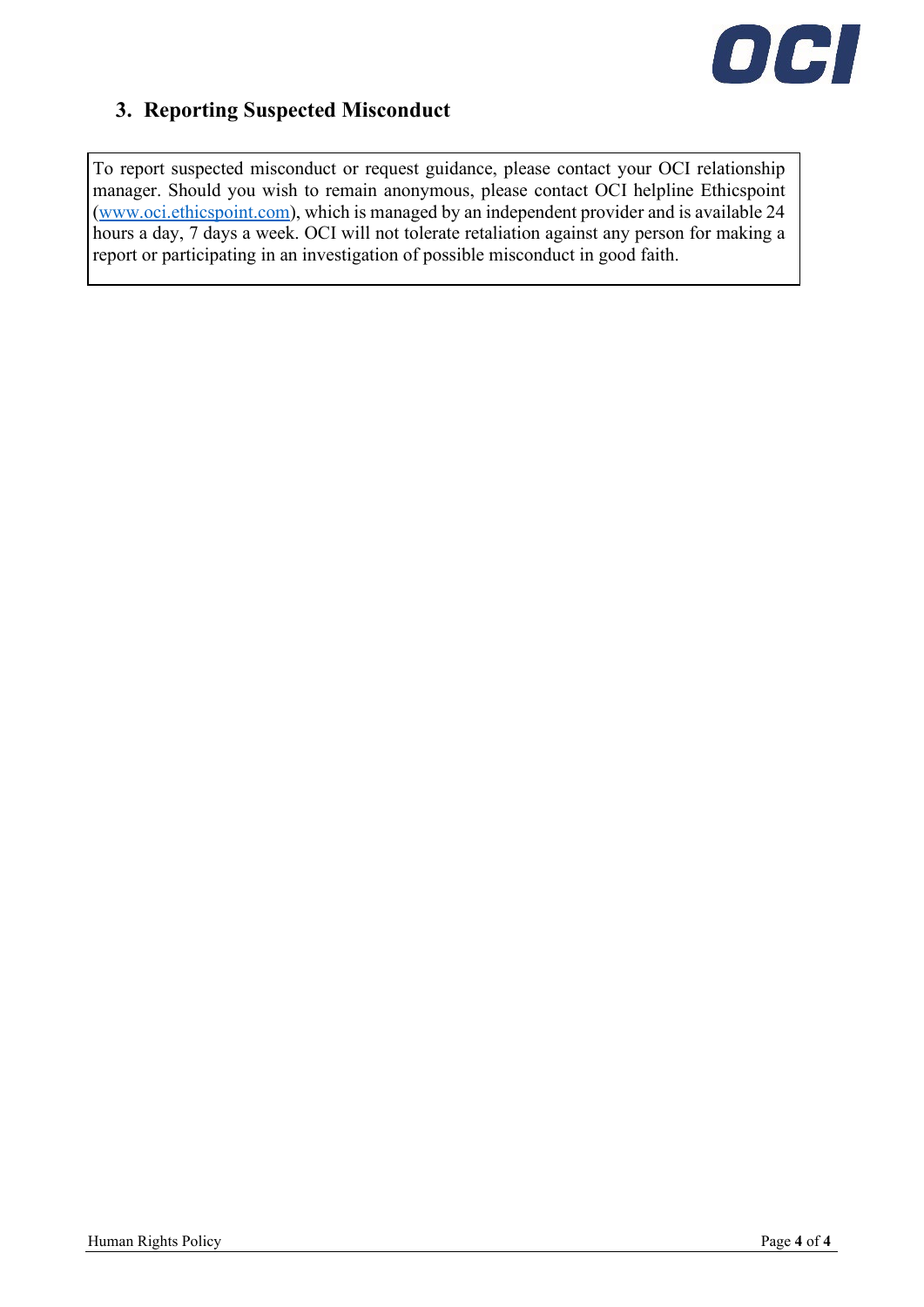## 3. Reporting Suspected Misconduct

To report suspected misconduct or request guidance, please contact your OCI relationship manager. Should you wish to remain anonymous, please contact OCI helpline Ethicspoint (www.oci.ethicspoint.com), which is managed by an independent provider and is available 24 hours a day, 7 days a week. OCI will not tolerate retaliation against any person for making a report or participating in an investigation of possible misconduct in good faith.